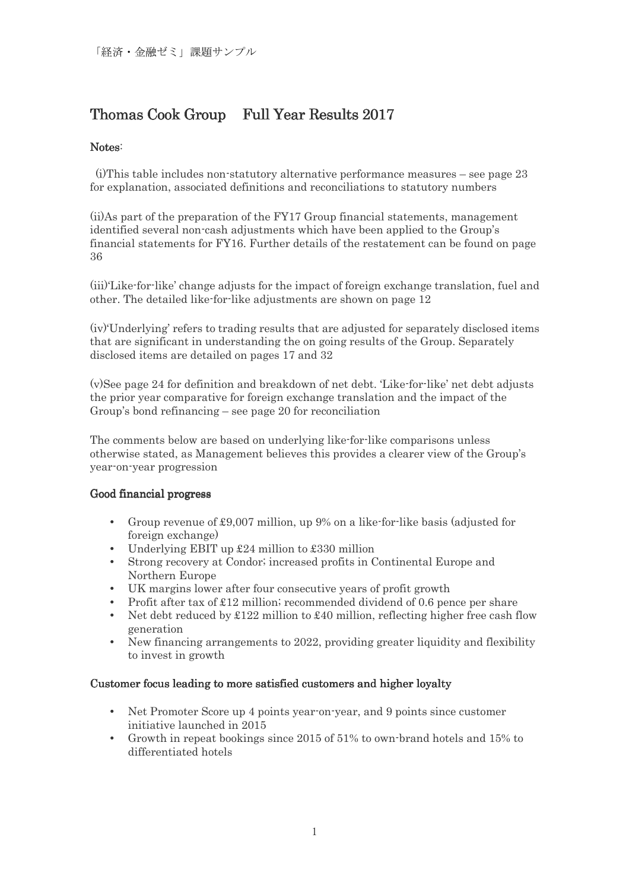「経済・金融ゼミ」課題サンプル

# Thomas Cook Group　Full Year Results 2017

**Notes**:

(i)This table includes non-statutory alternative performance measures – see page 23 for explanation, associated definitions and reconciliations to statutory numbers

(ii)As part of the preparation of the FY17 Group financial statements, management identified several non-cash adjustments which have been applied to the Group's financial statements for FY16. Further details of the restatement can be found on page 36

(iii)'Like-for-like' change adjusts for the impact of foreign exchange translation, fuel and other. The detailed like-for-like adjustments are shown on page 12

(iv)'Underlying' refers to trading results that are adjusted for separately disclosed items that are significant in understanding the on going results of the Group. Separately disclosed items are detailed on pages 17 and 32

(v)See page 24 for definition and breakdown of net debt. 'Like-for-like' net debt adjusts the prior year comparative for foreign exchange translation and the impact of the Group's bond refinancing – see page 20 for reconciliation

The comments below are based on underlying like-for-like comparisons unless otherwise stated, as Management believes this provides a clearer view of the Group's year-on-year progression

## Good financial progress

- Group revenue of £9,007 million, up 9% on a like-for-like basis (adjusted for foreign exchange)
- Underlying EBIT up £24 million to £330 million
- Strong recovery at Condor; increased profits in Continental Europe and Northern Europe
- UK margins lower after four consecutive years of profit growth
- Profit after tax of £12 million; recommended dividend of 0.6 pence per share
- Net debt reduced by £122 million to £40 million, reflecting higher free cash flow generation
- New financing arrangements to 2022, providing greater liquidity and flexibility to invest in growth

## Customer focus leading to more satisfied customers and higher loyalty

- Net Promoter Score up 4 points year-on-year, and 9 points since customer initiative launched in 2015
- Growth in repeat bookings since 2015 of 51% to own-brand hotels and 15% to differentiated hotels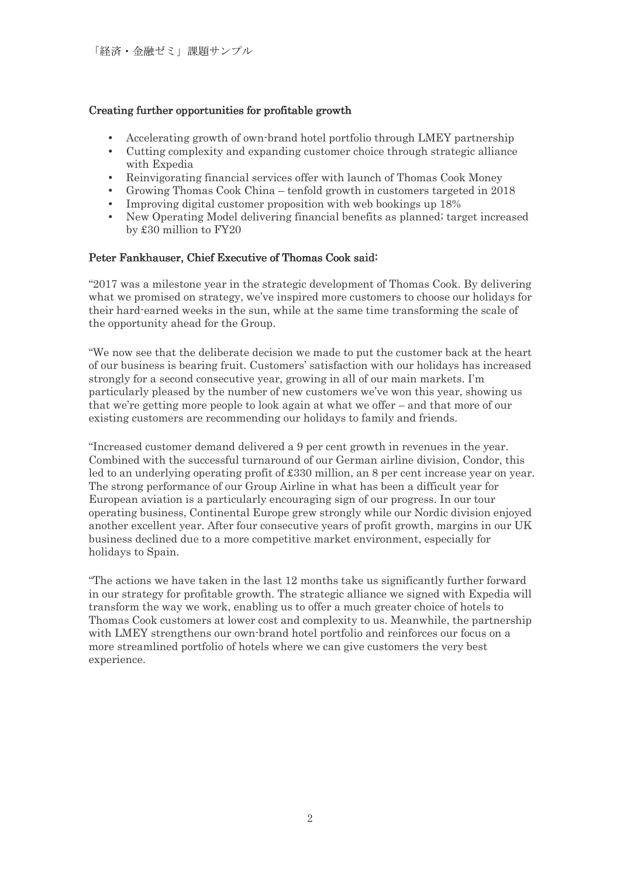### Creating further opportunities for profitable growth

- Accelerating growth of own-brand hotel portfolio through LMEY partnership
- Cutting complexity and expanding customer choice through strategic alliance with Expedia
- Reinvigorating financial services offer with launch of Thomas Cook Money
- Growing Thomas Cook China – tenfold growth in customers targeted in 2018
- Improving digital customer proposition with web bookings up 18%
- New Operating Model delivering financial benefits as planned; target increased by £30 million to FY20

### Peter Fankhauser, Chief Executive of Thomas Cook said:

"2017 was a milestone year in the strategic development of Thomas Cook. By delivering what we promised on strategy, we've inspired more customers to choose our holidays for their hard-earned weeks in the sun, while at the same time transforming the scale of the opportunity ahead for the Group.

"We now see that the deliberate decision we made to put the customer back at the heart of our business is bearing fruit. Customers' satisfaction with our holidays has increased strongly for a second consecutive year, growing in all of our main markets. I'm particularly pleased by the number of new customers we've won this year, showing us that we're getting more people to look again at what we offer – and that more of our existing customers are recommending our holidays to family and friends.

"Increased customer demand delivered a 9 per cent growth in revenues in the year. Combined with the successful turnaround of our German airline division, Condor, this led to an underlying operating profit of £330 million, an 8 per cent increase year on year. The strong performance of our Group Airline in what has been a difficult year for European aviation is a particularly encouraging sign of our progress. In our tour operating business, Continental Europe grew strongly while our Nordic division enjoyed another excellent year. After four consecutive years of profit growth, margins in our UK business declined due to a more competitive market environment, especially for holidays to Spain.

"The actions we have taken in the last 12 months take us significantly further forward in our strategy for profitable growth. The strategic alliance we signed with Expedia will transform the way we work, enabling us to offer a much greater choice of hotels to Thomas Cook customers at lower cost and complexity to us. Meanwhile, the partnership with LMEY strengthens our own-brand hotel portfolio and reinforces our focus on a more streamlined portfolio of hotels where we can give customers the very best experience.